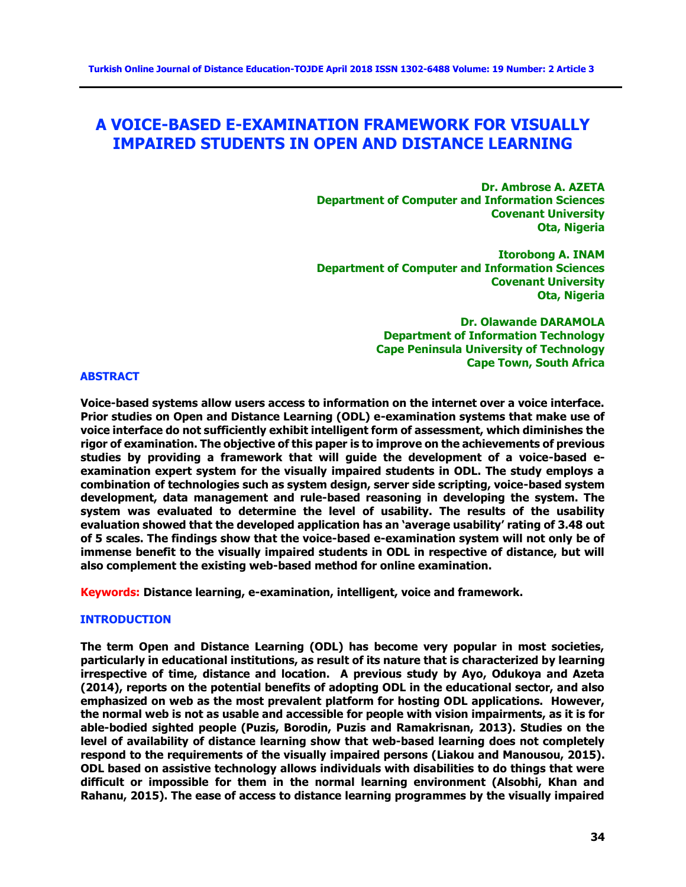# A VOICE-BASED E-EXAMINATION FRAMEWORK FOR VISUALLY IMPAIRED STUDENTS IN OPEN AND DISTANCE LEARNING

**Dr. Ambrose A. AZETA**
**Department of Computer and Information Sciences**
**Covenant University**
**Ota, Nigeria**

**Itorobong A. INAM**
**Department of Computer and Information Sciences**
**Covenant University**
**Ota, Nigeria**

**Dr. Olawande DARAMOLA**
**Department of Information Technology**
**Cape Peninsula University of Technology**
**Cape Town, South Africa**

## ABSTRACT

**Voice-based systems allow users access to information on the internet over a voice interface. Prior studies on Open and Distance Learning (ODL) e-examination systems that make use of voice interface do not sufficiently exhibit intelligent form of assessment, which diminishes the rigor of examination. The objective of this paper is to improve on the achievements of previous studies by providing a framework that will guide the development of a voice-based e-examination expert system for the visually impaired students in ODL. The study employs a combination of technologies such as system design, server side scripting, voice-based system development, data management and rule-based reasoning in developing the system. The system was evaluated to determine the level of usability. The results of the usability evaluation showed that the developed application has an 'average usability' rating of 3.48 out of 5 scales. The findings show that the voice-based e-examination system will not only be of immense benefit to the visually impaired students in ODL in respective of distance, but will also complement the existing web-based method for online examination.**

**Keywords:** **Distance learning, e-examination, intelligent, voice and framework.**

## INTRODUCTION

**The term Open and Distance Learning (ODL) has become very popular in most societies, particularly in educational institutions, as result of its nature that is characterized by learning irrespective of time, distance and location. A previous study by Ayo, Odukoya and Azeta (2014), reports on the potential benefits of adopting ODL in the educational sector, and also emphasized on web as the most prevalent platform for hosting ODL applications. However, the normal web is not as usable and accessible for people with vision impairments, as it is for able-bodied sighted people (Puzis, Borodin, Puzis and Ramakrisnan, 2013). Studies on the level of availability of distance learning show that web-based learning does not completely respond to the requirements of the visually impaired persons (Liakou and Manousou, 2015). ODL based on assistive technology allows individuals with disabilities to do things that were difficult or impossible for them in the normal learning environment (Alsobhi, Khan and Rahanu, 2015). The ease of access to distance learning programmes by the visually impaired**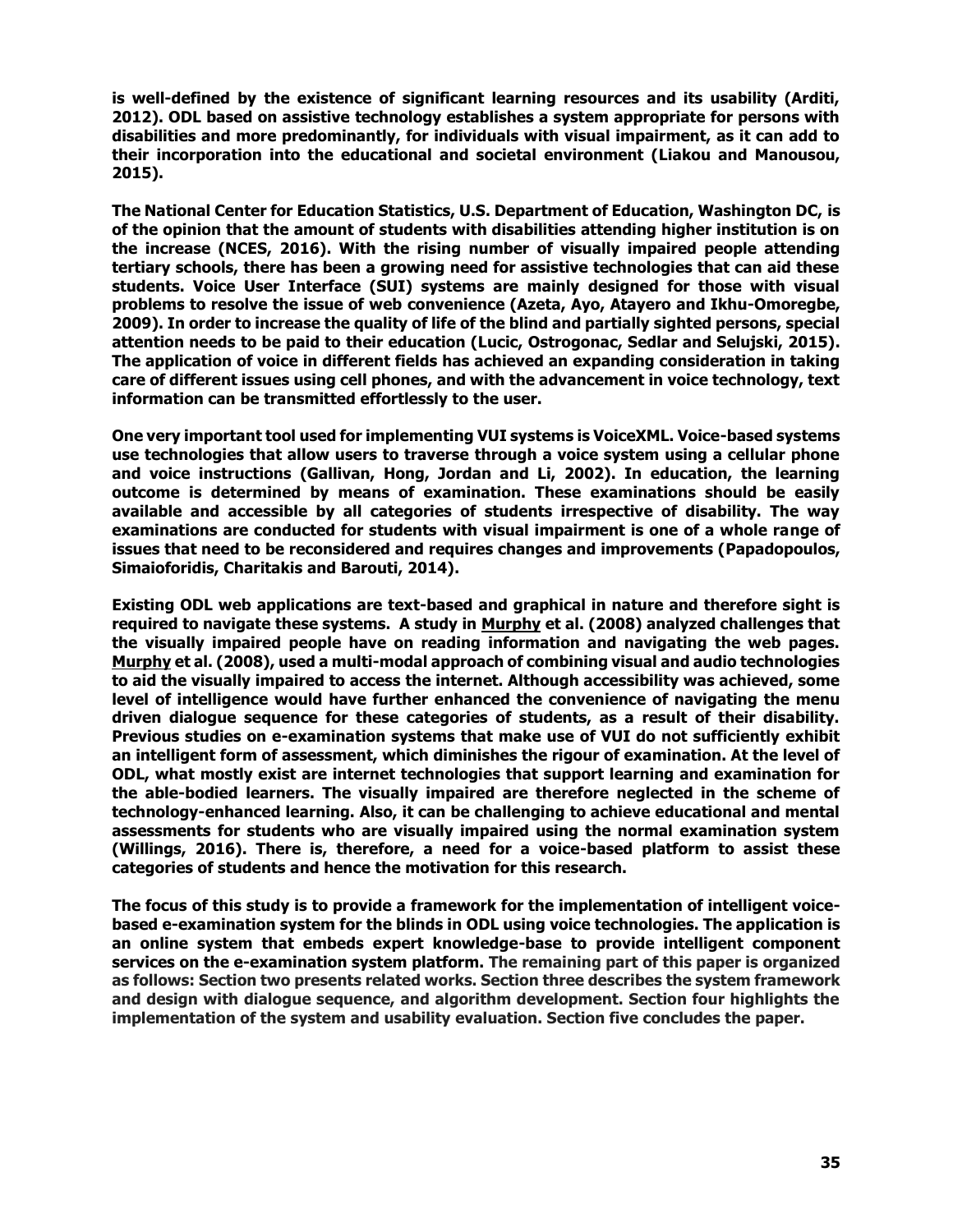**is well-defined by the existence of significant learning resources and its usability (Arditi, 2012). ODL based on assistive technology establishes a system appropriate for persons with disabilities and more predominantly, for individuals with visual impairment, as it can add to their incorporation into the educational and societal environment (Liakou and Manousou, 2015).**

**The National Center for Education Statistics, U.S. Department of Education, Washington DC, is of the opinion that the amount of students with disabilities attending higher institution is on the increase (NCES, 2016). With the rising number of visually impaired people attending tertiary schools, there has been a growing need for assistive technologies that can aid these students. Voice User Interface (SUI) systems are mainly designed for those with visual problems to resolve the issue of web convenience (Azeta, Ayo, Atayero and Ikhu-Omoregbe, 2009). In order to increase the quality of life of the blind and partially sighted persons, special attention needs to be paid to their education (Lucic, Ostrogonac, Sedlar and Selujski, 2015). The application of voice in different fields has achieved an expanding consideration in taking care of different issues using cell phones, and with the advancement in voice technology, text information can be transmitted effortlessly to the user.**

**One very important tool used for implementing VUI systems is VoiceXML. Voice-based systems use technologies that allow users to traverse through a voice system using a cellular phone and voice instructions (Gallivan, Hong, Jordan and Li, 2002). In education, the learning outcome is determined by means of examination. These examinations should be easily available and accessible by all categories of students irrespective of disability. The way examinations are conducted for students with visual impairment is one of a whole range of issues that need to be reconsidered and requires changes and improvements (Papadopoulos, Simaioforidis, Charitakis and Barouti, 2014).**

**Existing ODL web applications are text-based and graphical in nature and therefore sight is required to navigate these systems. A study in Murphy et al. (2008) analyzed challenges that the visually impaired people have on reading information and navigating the web pages. Murphy et al. (2008), used a multi-modal approach of combining visual and audio technologies to aid the visually impaired to access the internet. Although accessibility was achieved, some level of intelligence would have further enhanced the convenience of navigating the menu driven dialogue sequence for these categories of students, as a result of their disability. Previous studies on e-examination systems that make use of VUI do not sufficiently exhibit an intelligent form of assessment, which diminishes the rigour of examination. At the level of ODL, what mostly exist are internet technologies that support learning and examination for the able-bodied learners. The visually impaired are therefore neglected in the scheme of technology-enhanced learning. Also, it can be challenging to achieve educational and mental assessments for students who are visually impaired using the normal examination system (Willings, 2016). There is, therefore, a need for a voice-based platform to assist these categories of students and hence the motivation for this research.**

**The focus of this study is to provide a framework for the implementation of intelligent voice-based e-examination system for the blinds in ODL using voice technologies. The application is an online system that embeds expert knowledge-base to provide intelligent component services on the e-examination system platform. The remaining part of this paper is organized as follows: Section two presents related works. Section three describes the system framework and design with dialogue sequence, and algorithm development. Section four highlights the implementation of the system and usability evaluation. Section five concludes the paper.**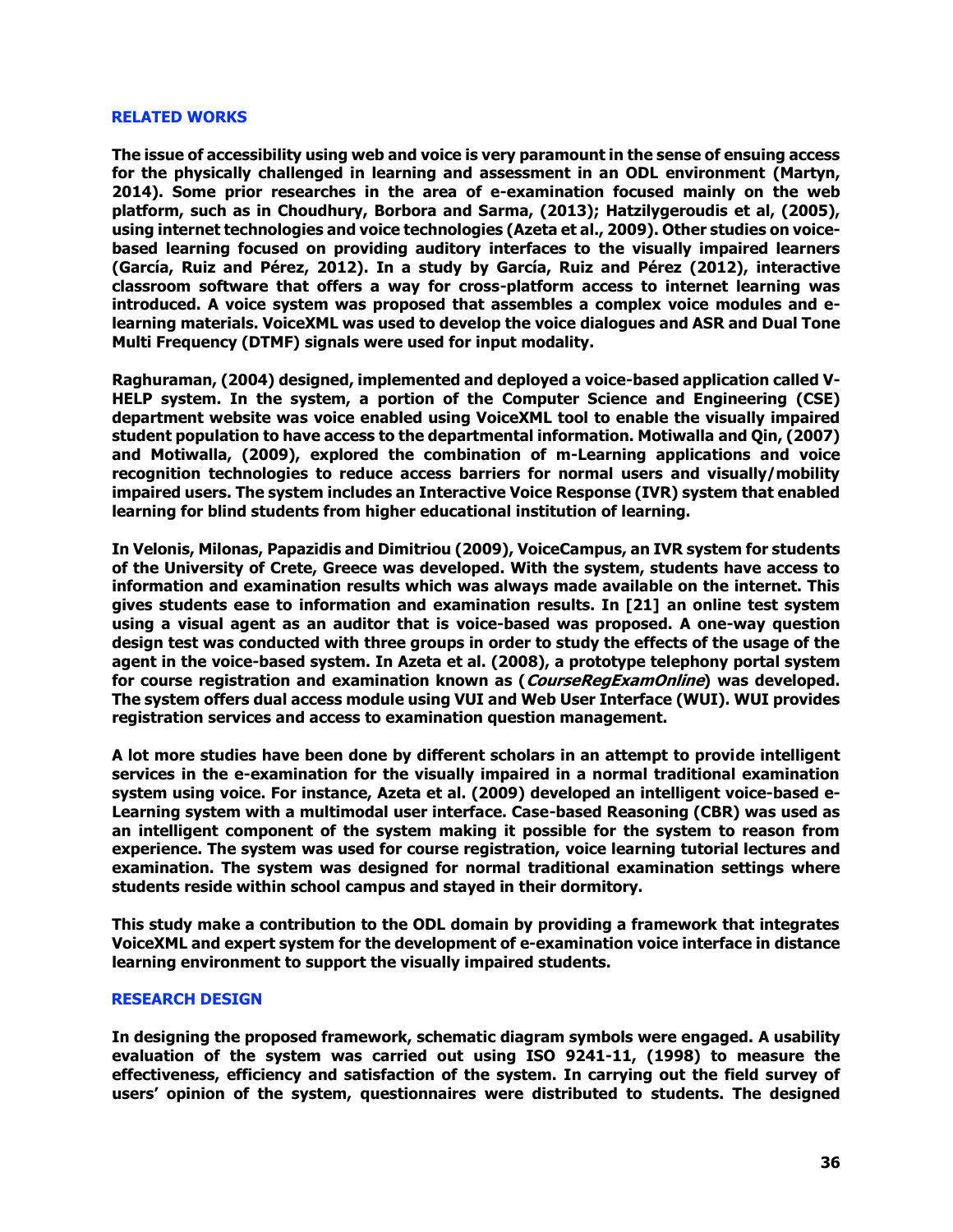## RELATED WORKS

The issue of accessibility using web and voice is very paramount in the sense of ensuing access for the physically challenged in learning and assessment in an ODL environment (Martyn, 2014). Some prior researches in the area of e-examination focused mainly on the web platform, such as in Choudhury, Borbora and Sarma, (2013); Hatzilygeroudis et al, (2005), using internet technologies and voice technologies (Azeta et al., 2009). Other studies on voice-based learning focused on providing auditory interfaces to the visually impaired learners (García, Ruiz and Pérez, 2012). In a study by García, Ruiz and Pérez (2012), interactive classroom software that offers a way for cross-platform access to internet learning was introduced. A voice system was proposed that assembles a complex voice modules and e-learning materials. VoiceXML was used to develop the voice dialogues and ASR and Dual Tone Multi Frequency (DTMF) signals were used for input modality.

Raghuraman, (2004) designed, implemented and deployed a voice-based application called V-HELP system. In the system, a portion of the Computer Science and Engineering (CSE) department website was voice enabled using VoiceXML tool to enable the visually impaired student population to have access to the departmental information. Motiwalla and Qin, (2007) and Motiwalla, (2009), explored the combination of m-Learning applications and voice recognition technologies to reduce access barriers for normal users and visually/mobility impaired users. The system includes an Interactive Voice Response (IVR) system that enabled learning for blind students from higher educational institution of learning.

In Velonis, Milonas, Papazidis and Dimitriou (2009), VoiceCampus, an IVR system for students of the University of Crete, Greece was developed. With the system, students have access to information and examination results which was always made available on the internet. This gives students ease to information and examination results. In [21] an online test system using a visual agent as an auditor that is voice-based was proposed. A one-way question design test was conducted with three groups in order to study the effects of the usage of the agent in the voice-based system. In Azeta et al. (2008), a prototype telephony portal system for course registration and examination known as (*CourseRegExamOnline*) was developed. The system offers dual access module using VUI and Web User Interface (WUI). WUI provides registration services and access to examination question management.

A lot more studies have been done by different scholars in an attempt to provide intelligent services in the e-examination for the visually impaired in a normal traditional examination system using voice. For instance, Azeta et al. (2009) developed an intelligent voice-based e-Learning system with a multimodal user interface. Case-based Reasoning (CBR) was used as an intelligent component of the system making it possible for the system to reason from experience. The system was used for course registration, voice learning tutorial lectures and examination. The system was designed for normal traditional examination settings where students reside within school campus and stayed in their dormitory.

This study make a contribution to the ODL domain by providing a framework that integrates VoiceXML and expert system for the development of e-examination voice interface in distance learning environment to support the visually impaired students.

## RESEARCH DESIGN

In designing the proposed framework, schematic diagram symbols were engaged. A usability evaluation of the system was carried out using ISO 9241-11, (1998) to measure the effectiveness, efficiency and satisfaction of the system. In carrying out the field survey of users' opinion of the system, questionnaires were distributed to students. The designed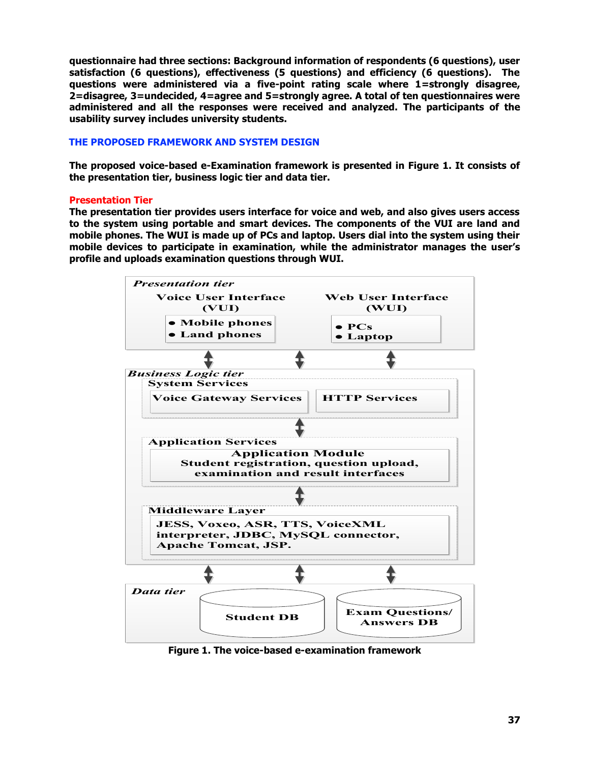questionnaire had three sections: Background information of respondents (6 questions), user satisfaction (6 questions), effectiveness (5 questions) and efficiency (6 questions). The questions were administered via a five-point rating scale where 1=strongly disagree, 2=disagree, 3=undecided, 4=agree and 5=strongly agree. A total of ten questionnaires were administered and all the responses were received and analyzed. The participants of the usability survey includes university students.

## THE PROPOSED FRAMEWORK AND SYSTEM DESIGN

The proposed voice-based e-Examination framework is presented in Figure 1. It consists of the presentation tier, business logic tier and data tier.

### Presentation Tier

The presentation tier provides users interface for voice and web, and also gives users access to the system using portable and smart devices. The components of the VUI are land and mobile phones. The WUI is made up of PCs and laptop. Users dial into the system using their mobile devices to participate in examination, while the administrator manages the user's profile and uploads examination questions through WUI.

*Presentation tier*

Voice User Interface (VUI)
- Mobile phones
- Land phones

Web User Interface (WUI)
- PCs
- Laptop

*Business Logic tier*

System Services
- Voice Gateway Services
- HTTP Services

Application Services
- Application Module: Student registration, question upload, examination and result interfaces

Middleware Layer
- JESS, Voxeo, ASR, TTS, VoiceXML interpreter, JDBC, MySQL connector, Apache Tomcat, JSP.

*Data tier*
- Student DB
- Exam Questions/ Answers DB

Figure 1. The voice-based e-examination framework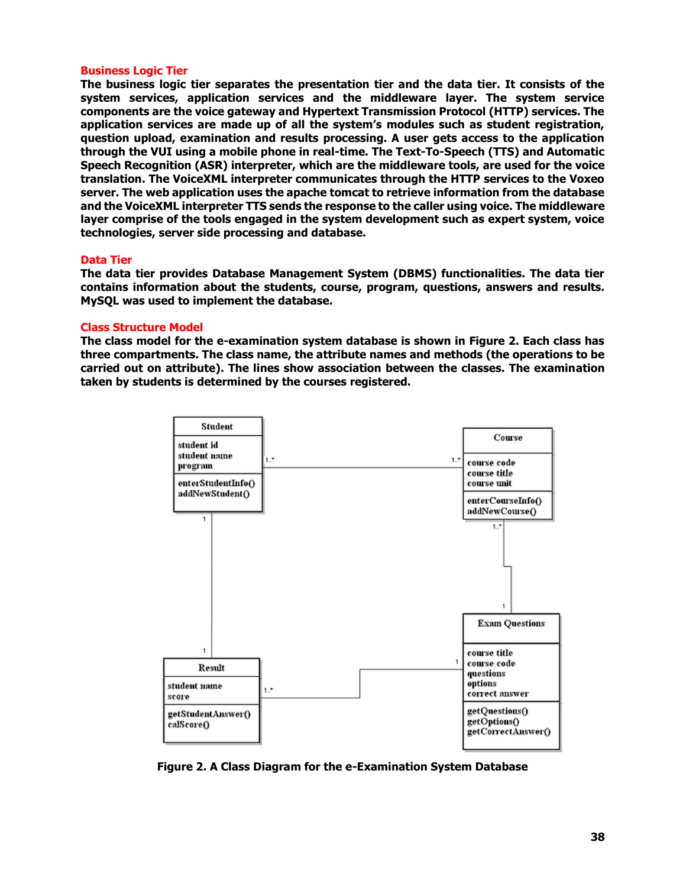### Business Logic Tier

**The business logic tier separates the presentation tier and the data tier. It consists of the system services, application services and the middleware layer. The system service components are the voice gateway and Hypertext Transmission Protocol (HTTP) services. The application services are made up of all the system's modules such as student registration, question upload, examination and results processing. A user gets access to the application through the VUI using a mobile phone in real-time. The Text-To-Speech (TTS) and Automatic Speech Recognition (ASR) interpreter, which are the middleware tools, are used for the voice translation. The VoiceXML interpreter communicates through the HTTP services to the Voxeo server. The web application uses the apache tomcat to retrieve information from the database and the VoiceXML interpreter TTS sends the response to the caller using voice. The middleware layer comprise of the tools engaged in the system development such as expert system, voice technologies, server side processing and database.**

### Data Tier

**The data tier provides Database Management System (DBMS) functionalities. The data tier contains information about the students, course, program, questions, answers and results. MySQL was used to implement the database.**

### Class Structure Model

**The class model for the e-examination system database is shown in Figure 2. Each class has three compartments. The class name, the attribute names and methods (the operations to be carried out on attribute). The lines show association between the classes. The examination taken by students is determined by the courses registered.**

**Figure 2. A Class Diagram for the e-Examination System Database**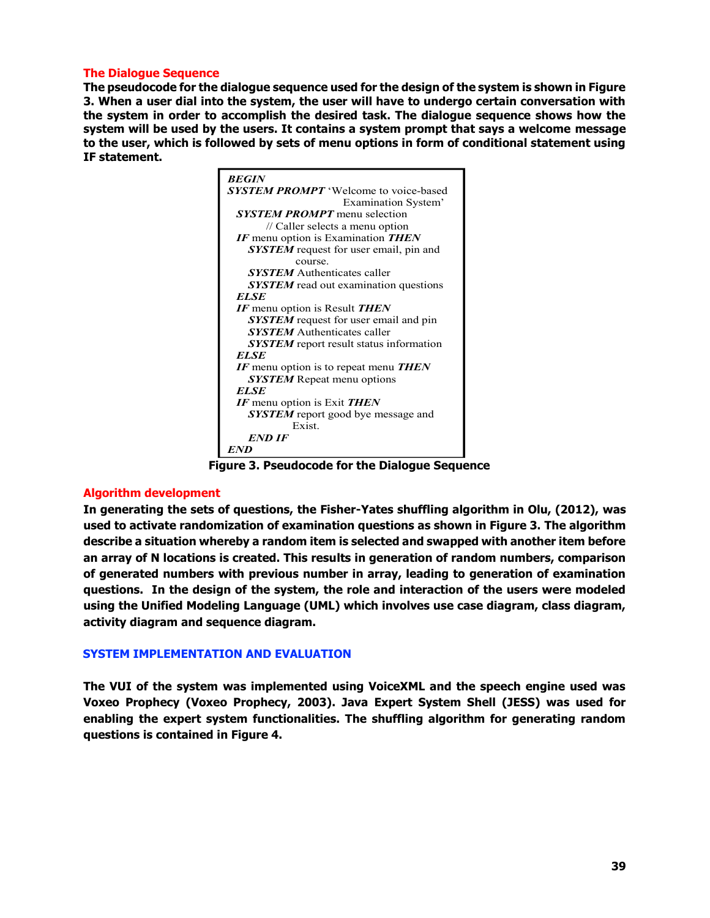## The Dialogue Sequence

**The pseudocode for the dialogue sequence used for the design of the system is shown in Figure 3. When a user dial into the system, the user will have to undergo certain conversation with the system in order to accomplish the desired task. The dialogue sequence shows how the system will be used by the users. It contains a system prompt that says a welcome message to the user, which is followed by sets of menu options in form of conditional statement using IF statement.**

```
BEGIN
SYSTEM PROMPT 'Welcome to voice-based
                        Examination System'
  SYSTEM PROMPT menu selection
        // Caller selects a menu option
  IF menu option is Examination THEN
     SYSTEM request for user email, pin and
              course.
     SYSTEM Authenticates caller
     SYSTEM read out examination questions
  ELSE
  IF menu option is Result THEN
     SYSTEM request for user email and pin
     SYSTEM Authenticates caller
     SYSTEM report result status information
  ELSE
  IF menu option is to repeat menu THEN
     SYSTEM Repeat menu options
  ELSE
  IF menu option is Exit THEN
     SYSTEM report good bye message and
              Exist.
     END IF
END
```

**Figure 3. Pseudocode for the Dialogue Sequence**

## Algorithm development

**In generating the sets of questions, the Fisher-Yates shuffling algorithm in Olu, (2012), was used to activate randomization of examination questions as shown in Figure 3. The algorithm describe a situation whereby a random item is selected and swapped with another item before an array of N locations is created. This results in generation of random numbers, comparison of generated numbers with previous number in array, leading to generation of examination questions. In the design of the system, the role and interaction of the users were modeled using the Unified Modeling Language (UML) which involves use case diagram, class diagram, activity diagram and sequence diagram.**

## SYSTEM IMPLEMENTATION AND EVALUATION

**The VUI of the system was implemented using VoiceXML and the speech engine used was Voxeo Prophecy (Voxeo Prophecy, 2003). Java Expert System Shell (JESS) was used for enabling the expert system functionalities. The shuffling algorithm for generating random questions is contained in Figure 4.**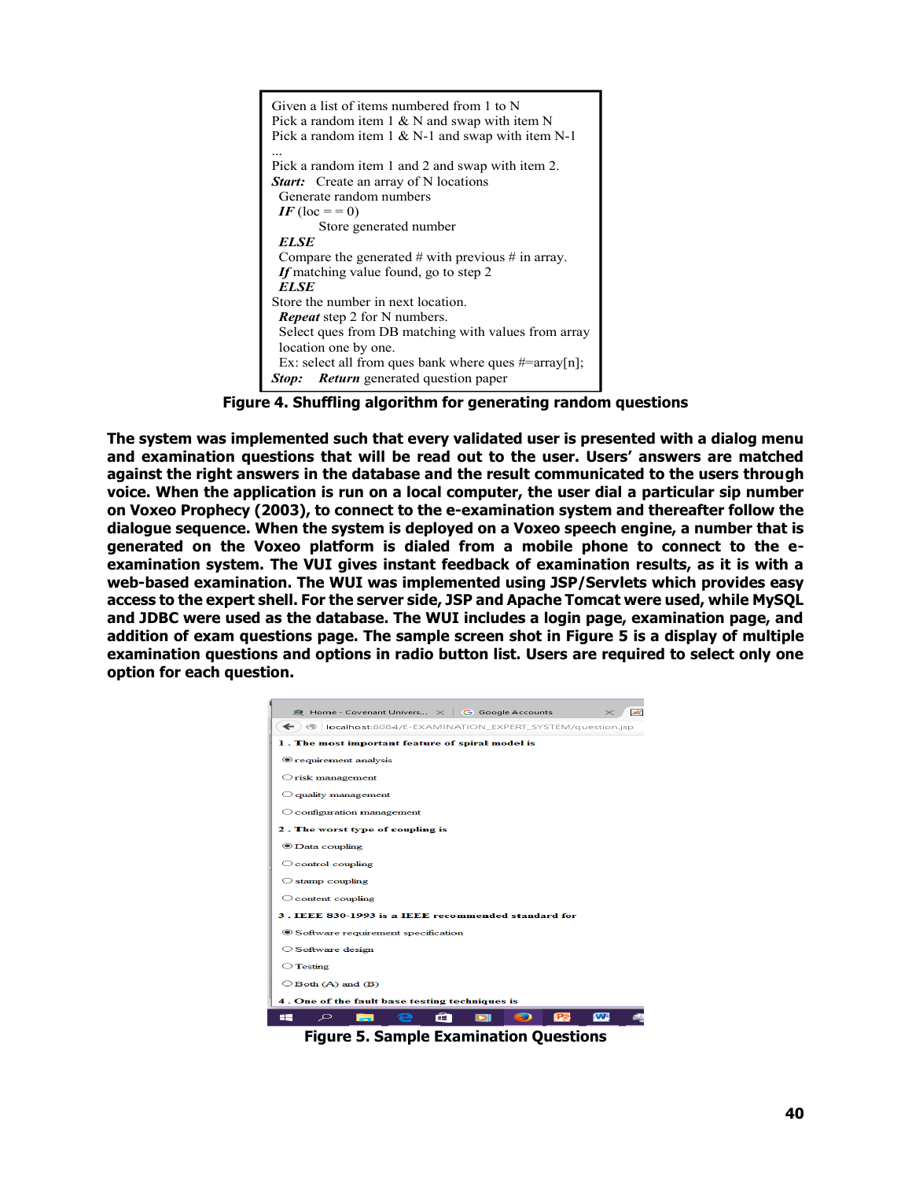```
Given a list of items numbered from 1 to N
Pick a random item 1 & N and swap with item N
Pick a random item 1 & N-1 and swap with item N-1
...
Pick a random item 1 and 2 and swap with item 2.
Start:   Create an array of N locations
  Generate random numbers
  IF (loc = = 0)
        Store generated number
  ELSE
  Compare the generated # with previous # in array.
  If matching value found, go to step 2
  ELSE
Store the number in next location.
  Repeat step 2 for N numbers.
  Select ques from DB matching with values from array
  location one by one.
  Ex: select all from ques bank where ques #=array[n];
Stop:    Return generated question paper
```

**Figure 4. Shuffling algorithm for generating random questions**

**The system was implemented such that every validated user is presented with a dialog menu and examination questions that will be read out to the user. Users' answers are matched against the right answers in the database and the result communicated to the users through voice. When the application is run on a local computer, the user dial a particular sip number on Voxeo Prophecy (2003), to connect to the e-examination system and thereafter follow the dialogue sequence. When the system is deployed on a Voxeo speech engine, a number that is generated on the Voxeo platform is dialed from a mobile phone to connect to the e-examination system. The VUI gives instant feedback of examination results, as it is with a web-based examination. The WUI was implemented using JSP/Servlets which provides easy access to the expert shell. For the server side, JSP and Apache Tomcat were used, while MySQL and JDBC were used as the database. The WUI includes a login page, examination page, and addition of exam questions page. The sample screen shot in Figure 5 is a display of multiple examination questions and options in radio button list. Users are required to select only one option for each question.**

**Figure 5. Sample Examination Questions**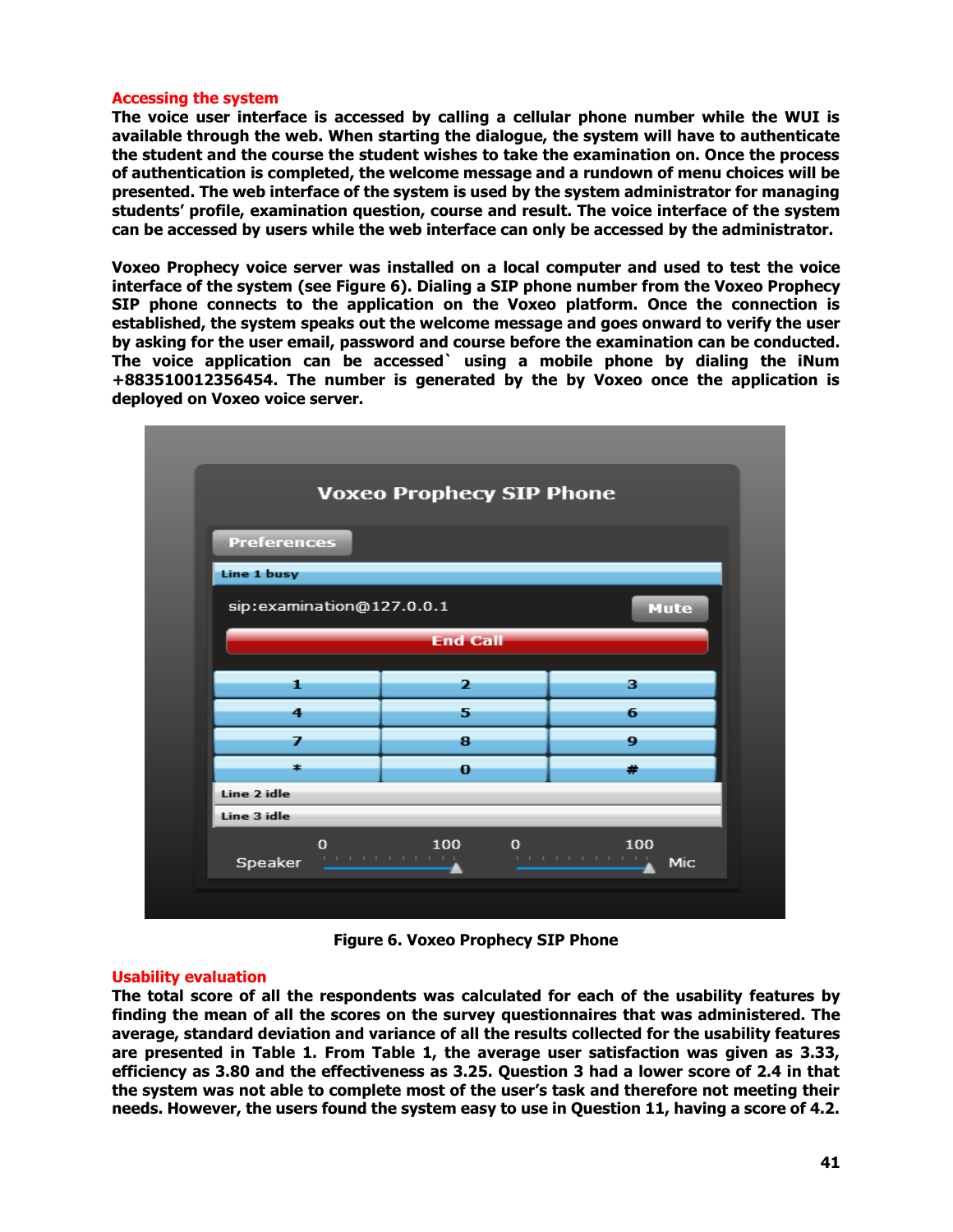## Accessing the system

**The voice user interface is accessed by calling a cellular phone number while the WUI is available through the web. When starting the dialogue, the system will have to authenticate the student and the course the student wishes to take the examination on. Once the process of authentication is completed, the welcome message and a rundown of menu choices will be presented. The web interface of the system is used by the system administrator for managing students' profile, examination question, course and result. The voice interface of the system can be accessed by users while the web interface can only be accessed by the administrator.**

**Voxeo Prophecy voice server was installed on a local computer and used to test the voice interface of the system (see Figure 6). Dialing a SIP phone number from the Voxeo Prophecy SIP phone connects to the application on the Voxeo platform. Once the connection is established, the system speaks out the welcome message and goes onward to verify the user by asking for the user email, password and course before the examination can be conducted. The voice application can be accessed` using a mobile phone by dialing the iNum +883510012356454. The number is generated by the by Voxeo once the application is deployed on Voxeo voice server.**

**Figure 6. Voxeo Prophecy SIP Phone**

## Usability evaluation

**The total score of all the respondents was calculated for each of the usability features by finding the mean of all the scores on the survey questionnaires that was administered. The average, standard deviation and variance of all the results collected for the usability features are presented in Table 1. From Table 1, the average user satisfaction was given as 3.33, efficiency as 3.80 and the effectiveness as 3.25. Question 3 had a lower score of 2.4 in that the system was not able to complete most of the user's task and therefore not meeting their needs. However, the users found the system easy to use in Question 11, having a score of 4.2.**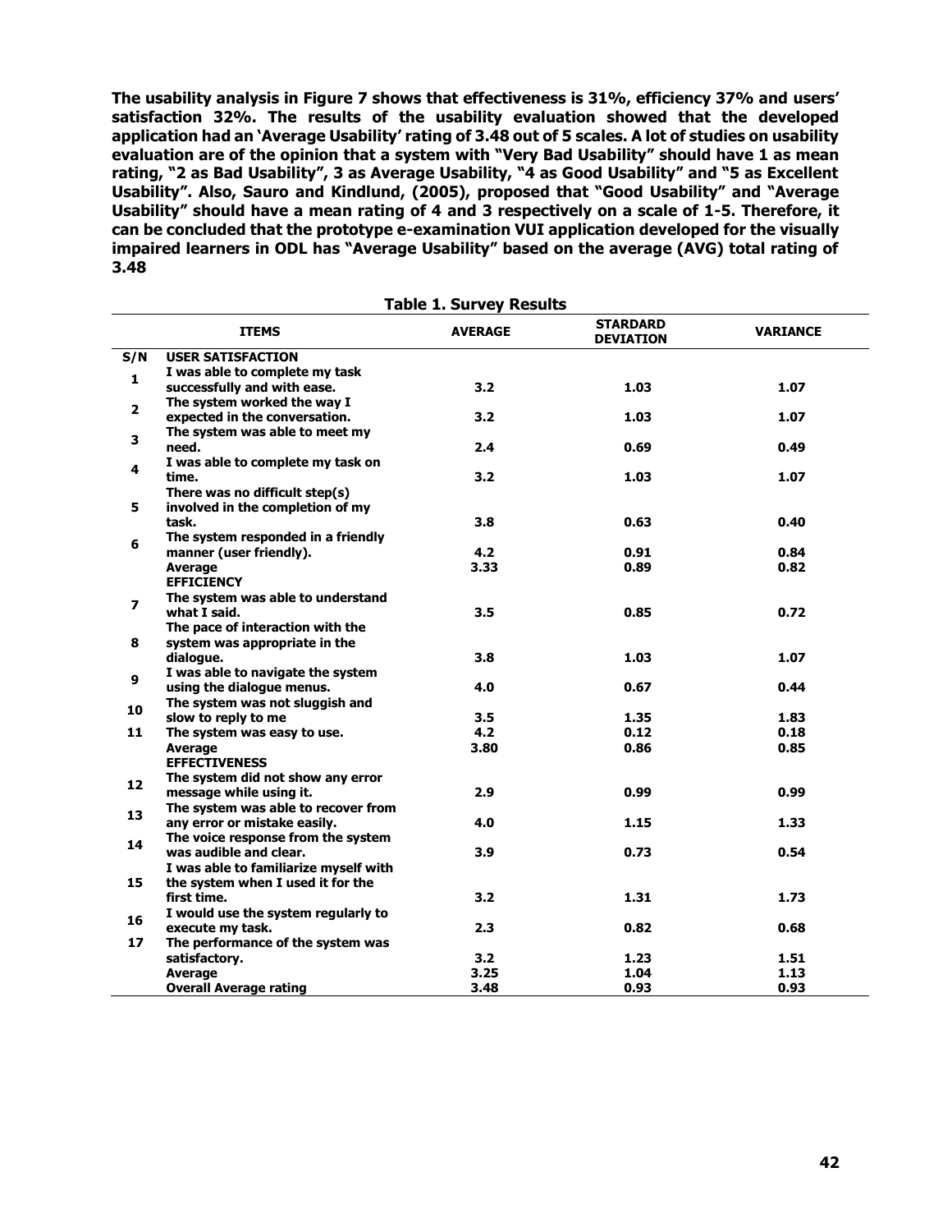**The usability analysis in Figure 7 shows that effectiveness is 31%, efficiency 37% and users' satisfaction 32%. The results of the usability evaluation showed that the developed application had an 'Average Usability' rating of 3.48 out of 5 scales. A lot of studies on usability evaluation are of the opinion that a system with "Very Bad Usability" should have 1 as mean rating, "2 as Bad Usability", 3 as Average Usability, "4 as Good Usability" and "5 as Excellent Usability". Also, Sauro and Kindlund, (2005), proposed that "Good Usability" and "Average Usability" should have a mean rating of 4 and 3 respectively on a scale of 1-5. Therefore, it can be concluded that the prototype e-examination VUI application developed for the visually impaired learners in ODL has "Average Usability" based on the average (AVG) total rating of 3.48**

**Table 1. Survey Results**

| S/N | ITEMS | AVERAGE | STARDARD DEVIATION | VARIANCE |
|---|---|---|---|---|
| | **USER SATISFACTION** | | | |
| 1 | I was able to complete my task successfully and with ease. | 3.2 | 1.03 | 1.07 |
| 2 | The system worked the way I expected in the conversation. | 3.2 | 1.03 | 1.07 |
| 3 | The system was able to meet my need. | 2.4 | 0.69 | 0.49 |
| 4 | I was able to complete my task on time. | 3.2 | 1.03 | 1.07 |
| 5 | There was no difficult step(s) involved in the completion of my task. | 3.8 | 0.63 | 0.40 |
| 6 | The system responded in a friendly manner (user friendly). | 4.2 | 0.91 | 0.84 |
| | Average | 3.33 | 0.89 | 0.82 |
| | **EFFICIENCY** | | | |
| 7 | The system was able to understand what I said. | 3.5 | 0.85 | 0.72 |
| 8 | The pace of interaction with the system was appropriate in the dialogue. | 3.8 | 1.03 | 1.07 |
| 9 | I was able to navigate the system using the dialogue menus. | 4.0 | 0.67 | 0.44 |
| 10 | The system was not sluggish and slow to reply to me | 3.5 | 1.35 | 1.83 |
| 11 | The system was easy to use. | 4.2 | 0.12 | 0.18 |
| | Average | 3.80 | 0.86 | 0.85 |
| | **EFFECTIVENESS** | | | |
| 12 | The system did not show any error message while using it. | 2.9 | 0.99 | 0.99 |
| 13 | The system was able to recover from any error or mistake easily. | 4.0 | 1.15 | 1.33 |
| 14 | The voice response from the system was audible and clear. | 3.9 | 0.73 | 0.54 |
| 15 | I was able to familiarize myself with the system when I used it for the first time. | 3.2 | 1.31 | 1.73 |
| 16 | I would use the system regularly to execute my task. | 2.3 | 0.82 | 0.68 |
| 17 | The performance of the system was satisfactory. | 3.2 | 1.23 | 1.51 |
| | Average | 3.25 | 1.04 | 1.13 |
| | Overall Average rating | 3.48 | 0.93 | 0.93 |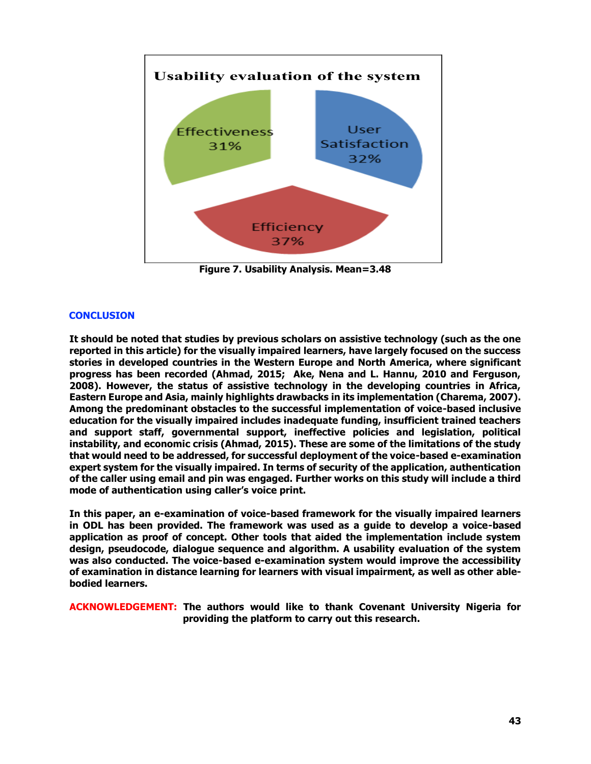Figure 7. Usability Analysis. Mean=3.48

## CONCLUSION

**It should be noted that studies by previous scholars on assistive technology (such as the one reported in this article) for the visually impaired learners, have largely focused on the success stories in developed countries in the Western Europe and North America, where significant progress has been recorded (Ahmad, 2015; Ake, Nena and L. Hannu, 2010 and Ferguson, 2008). However, the status of assistive technology in the developing countries in Africa, Eastern Europe and Asia, mainly highlights drawbacks in its implementation (Charema, 2007). Among the predominant obstacles to the successful implementation of voice-based inclusive education for the visually impaired includes inadequate funding, insufficient trained teachers and support staff, governmental support, ineffective policies and legislation, political instability, and economic crisis (Ahmad, 2015). These are some of the limitations of the study that would need to be addressed, for successful deployment of the voice-based e-examination expert system for the visually impaired. In terms of security of the application, authentication of the caller using email and pin was engaged. Further works on this study will include a third mode of authentication using caller's voice print.**

**In this paper, an e-examination of voice-based framework for the visually impaired learners in ODL has been provided. The framework was used as a guide to develop a voice-based application as proof of concept. Other tools that aided the implementation include system design, pseudocode, dialogue sequence and algorithm. A usability evaluation of the system was also conducted. The voice-based e-examination system would improve the accessibility of examination in distance learning for learners with visual impairment, as well as other able-bodied learners.**

**ACKNOWLEDGEMENT: The authors would like to thank Covenant University Nigeria for providing the platform to carry out this research.**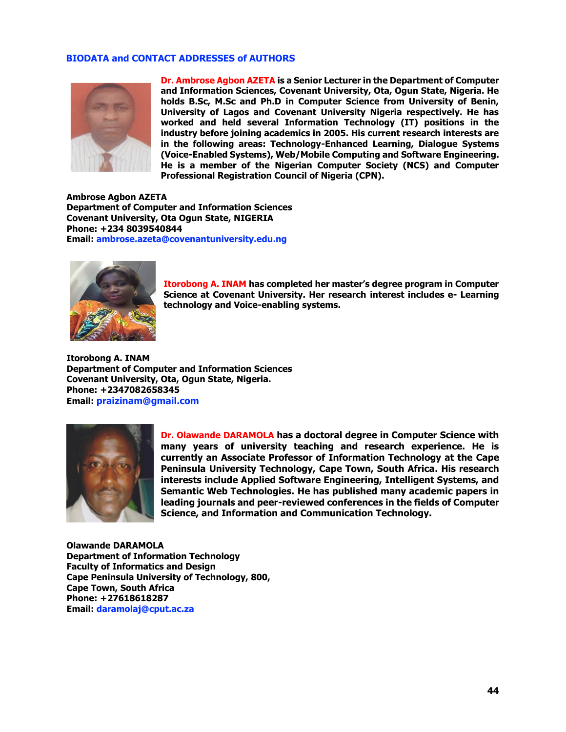## BIODATA and CONTACT ADDRESSES of AUTHORS

**Dr. Ambrose Agbon AZETA is a Senior Lecturer in the Department of Computer and Information Sciences, Covenant University, Ota, Ogun State, Nigeria. He holds B.Sc, M.Sc and Ph.D in Computer Science from University of Benin, University of Lagos and Covenant University Nigeria respectively. He has worked and held several Information Technology (IT) positions in the industry before joining academics in 2005. His current research interests are in the following areas: Technology-Enhanced Learning, Dialogue Systems (Voice-Enabled Systems), Web/Mobile Computing and Software Engineering. He is a member of the Nigerian Computer Society (NCS) and Computer Professional Registration Council of Nigeria (CPN).**

**Ambrose Agbon AZETA**
**Department of Computer and Information Sciences**
**Covenant University, Ota Ogun State, NIGERIA**
**Phone: +234 8039540844**
**Email: ambrose.azeta@covenantuniversity.edu.ng**

**Itorobong A. INAM has completed her master's degree program in Computer Science at Covenant University. Her research interest includes e- Learning technology and Voice-enabling systems.**

**Itorobong A. INAM**
**Department of Computer and Information Sciences**
**Covenant University, Ota, Ogun State, Nigeria.**
**Phone: +2347082658345**
**Email: praizinam@gmail.com**

**Dr. Olawande DARAMOLA has a doctoral degree in Computer Science with many years of university teaching and research experience. He is currently an Associate Professor of Information Technology at the Cape Peninsula University Technology, Cape Town, South Africa. His research interests include Applied Software Engineering, Intelligent Systems, and Semantic Web Technologies. He has published many academic papers in leading journals and peer-reviewed conferences in the fields of Computer Science, and Information and Communication Technology.**

**Olawande DARAMOLA**
**Department of Information Technology**
**Faculty of Informatics and Design**
**Cape Peninsula University of Technology, 800,**
**Cape Town, South Africa**
**Phone: +27618618287**
**Email: daramolaj@cput.ac.za**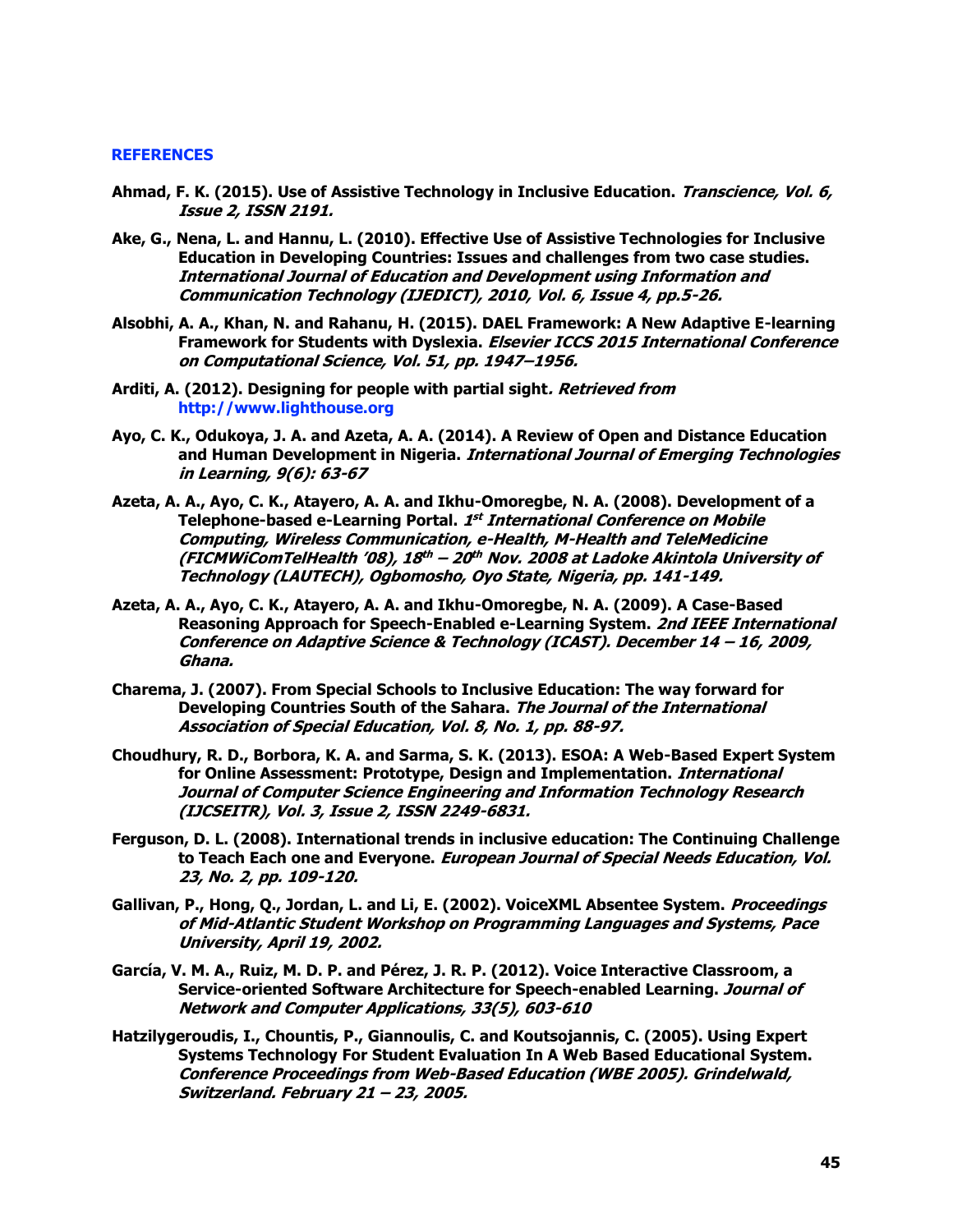## REFERENCES

**Ahmad, F. K. (2015). Use of Assistive Technology in Inclusive Education.** ***Transcience, Vol. 6, Issue 2, ISSN 2191.***

**Ake, G., Nena, L. and Hannu, L. (2010). Effective Use of Assistive Technologies for Inclusive Education in Developing Countries: Issues and challenges from two case studies.** ***International Journal of Education and Development using Information and Communication Technology (IJEDICT), 2010, Vol. 6, Issue 4, pp.5-26.***

**Alsobhi, A. A., Khan, N. and Rahanu, H. (2015). DAEL Framework: A New Adaptive E-learning Framework for Students with Dyslexia.** ***Elsevier ICCS 2015 International Conference on Computational Science, Vol. 51, pp. 1947–1956.***

**Arditi, A. (2012). Designing for people with partial sight*. Retrieved from* http://www.lighthouse.org**

**Ayo, C. K., Odukoya, J. A. and Azeta, A. A. (2014). A Review of Open and Distance Education and Human Development in Nigeria.** ***International Journal of Emerging Technologies in Learning, 9(6): 63-67***

**Azeta, A. A., Ayo, C. K., Atayero, A. A. and Ikhu-Omoregbe, N. A. (2008). Development of a Telephone-based e-Learning Portal.** ***1st International Conference on Mobile Computing, Wireless Communication, e-Health, M-Health and TeleMedicine (FICMWiComTelHealth '08), 18th – 20th Nov. 2008 at Ladoke Akintola University of Technology (LAUTECH), Ogbomosho, Oyo State, Nigeria, pp. 141-149.***

**Azeta, A. A., Ayo, C. K., Atayero, A. A. and Ikhu-Omoregbe, N. A. (2009). A Case-Based Reasoning Approach for Speech-Enabled e-Learning System.** ***2nd IEEE International Conference on Adaptive Science & Technology (ICAST). December 14 – 16, 2009, Ghana.***

**Charema, J. (2007). From Special Schools to Inclusive Education: The way forward for Developing Countries South of the Sahara.** ***The Journal of the International Association of Special Education, Vol. 8, No. 1, pp. 88-97.***

**Choudhury, R. D., Borbora, K. A. and Sarma, S. K. (2013). ESOA: A Web-Based Expert System for Online Assessment: Prototype, Design and Implementation.** ***International Journal of Computer Science Engineering and Information Technology Research (IJCSEITR), Vol. 3, Issue 2, ISSN 2249-6831.***

**Ferguson, D. L. (2008). International trends in inclusive education: The Continuing Challenge to Teach Each one and Everyone.** ***European Journal of Special Needs Education, Vol. 23, No. 2, pp. 109-120.***

**Gallivan, P., Hong, Q., Jordan, L. and Li, E. (2002). VoiceXML Absentee System.** ***Proceedings of Mid-Atlantic Student Workshop on Programming Languages and Systems, Pace University, April 19, 2002.***

**García, V. M. A., Ruiz, M. D. P. and Pérez, J. R. P. (2012). Voice Interactive Classroom, a Service-oriented Software Architecture for Speech-enabled Learning.** ***Journal of Network and Computer Applications, 33(5), 603-610***

**Hatzilygeroudis, I., Chountis, P., Giannoulis, C. and Koutsojannis, C. (2005). Using Expert Systems Technology For Student Evaluation In A Web Based Educational System.** ***Conference Proceedings from Web-Based Education (WBE 2005). Grindelwald, Switzerland. February 21 – 23, 2005.***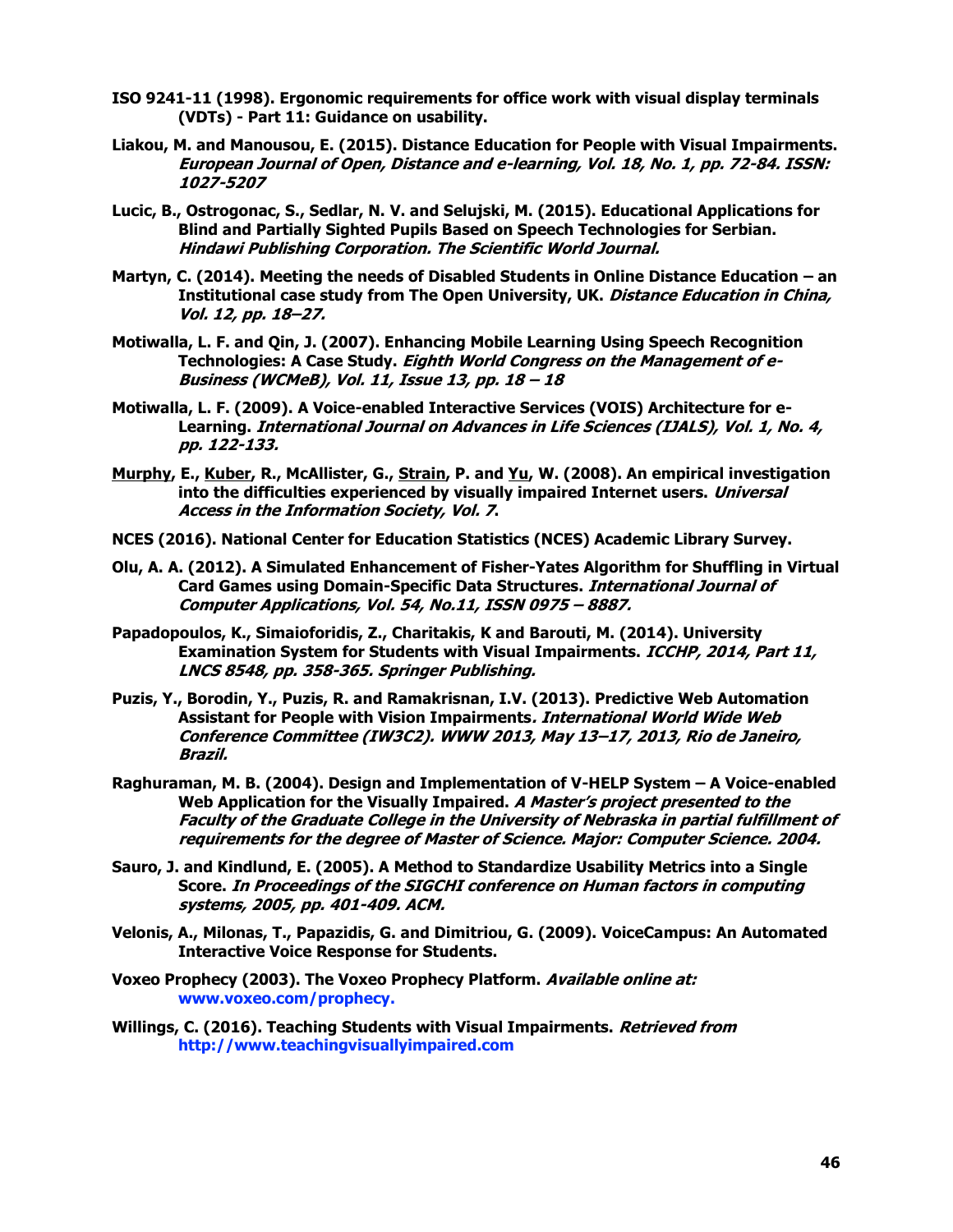**ISO 9241-11 (1998). Ergonomic requirements for office work with visual display terminals (VDTs) - Part 11: Guidance on usability.**

**Liakou, M. and Manousou, E. (2015). Distance Education for People with Visual Impairments. *European Journal of Open, Distance and e-learning, Vol. 18, No. 1, pp. 72-84. ISSN: 1027-5207***

**Lucic, B., Ostrogonac, S., Sedlar, N. V. and Selujski, M. (2015). Educational Applications for Blind and Partially Sighted Pupils Based on Speech Technologies for Serbian. *Hindawi Publishing Corporation. The Scientific World Journal.***

**Martyn, C. (2014). Meeting the needs of Disabled Students in Online Distance Education – an Institutional case study from The Open University, UK. *Distance Education in China, Vol. 12, pp. 18–27.***

**Motiwalla, L. F. and Qin, J. (2007). Enhancing Mobile Learning Using Speech Recognition Technologies: A Case Study. *Eighth World Congress on the Management of e-Business (WCMeB), Vol. 11, Issue 13, pp. 18 – 18***

**Motiwalla, L. F. (2009). A Voice-enabled Interactive Services (VOIS) Architecture for e-Learning. *International Journal on Advances in Life Sciences (IJALS), Vol. 1, No. 4, pp. 122-133.***

**Murphy, E., Kuber, R., McAllister, G., Strain, P. and Yu, W. (2008). An empirical investigation into the difficulties experienced by visually impaired Internet users. *Universal Access in the Information Society, Vol. 7*.**

**NCES (2016). National Center for Education Statistics (NCES) Academic Library Survey.**

**Olu, A. A. (2012). A Simulated Enhancement of Fisher-Yates Algorithm for Shuffling in Virtual Card Games using Domain-Specific Data Structures. *International Journal of Computer Applications, Vol. 54, No.11, ISSN 0975 – 8887.***

**Papadopoulos, K., Simaioforidis, Z., Charitakis, K and Barouti, M. (2014). University Examination System for Students with Visual Impairments. *ICCHP, 2014, Part 11, LNCS 8548, pp. 358-365. Springer Publishing.***

**Puzis, Y., Borodin, Y., Puzis, R. and Ramakrisnan, I.V. (2013). Predictive Web Automation Assistant for People with Vision Impairments*. International World Wide Web Conference Committee (IW3C2). WWW 2013, May 13–17, 2013, Rio de Janeiro, Brazil.***

**Raghuraman, M. B. (2004). Design and Implementation of V-HELP System – A Voice-enabled Web Application for the Visually Impaired. *A Master's project presented to the Faculty of the Graduate College in the University of Nebraska in partial fulfillment of requirements for the degree of Master of Science. Major: Computer Science. 2004.***

**Sauro, J. and Kindlund, E. (2005). A Method to Standardize Usability Metrics into a Single Score. *In Proceedings of the SIGCHI conference on Human factors in computing systems, 2005, pp. 401-409. ACM.***

**Velonis, A., Milonas, T., Papazidis, G. and Dimitriou, G. (2009). VoiceCampus: An Automated Interactive Voice Response for Students.**

**Voxeo Prophecy (2003). The Voxeo Prophecy Platform. *Available online at:* www.voxeo.com/prophecy.**

**Willings, C. (2016). Teaching Students with Visual Impairments. *Retrieved from* http://www.teachingvisuallyimpaired.com**